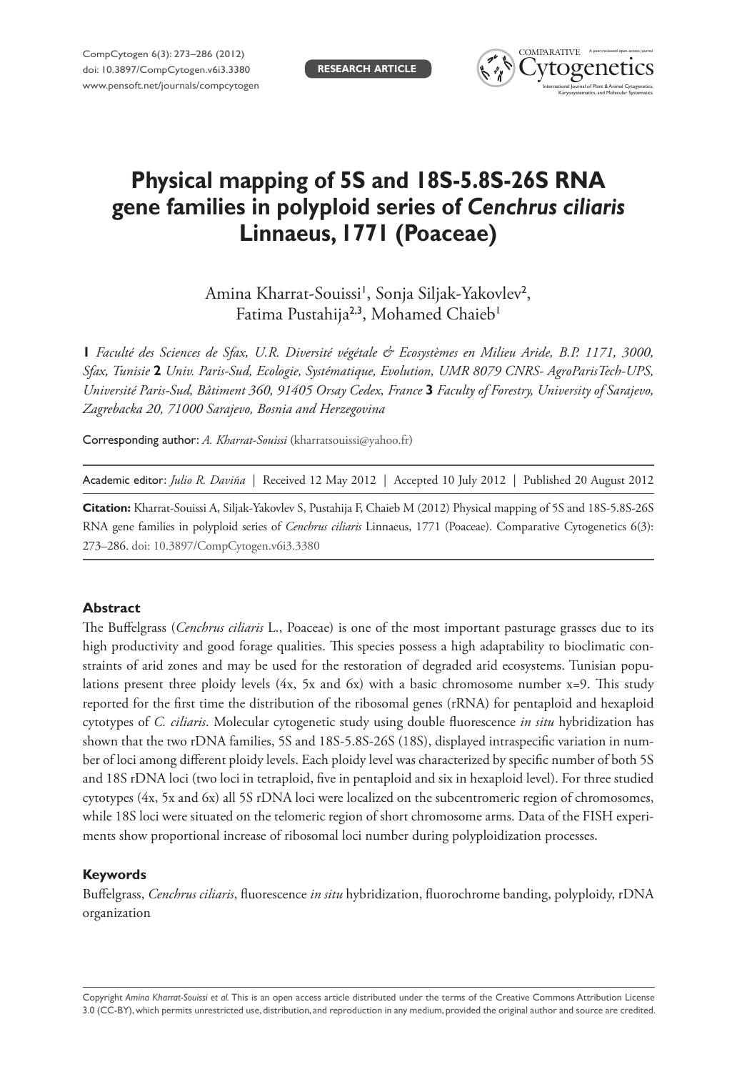RESEARCH ARTICLE

# Physical mapping of 5S and 18S-5.8S-26S RNA gene families in polyploid series of *Cenchrus ciliaris* Linnaeus, 1771 (Poaceae)

Amina Kharrat-Souissi[1], Sonja Siljak-Yakovlev[2], Fatima Pustahija[2,3], Mohamed Chaieb[1]

**1** *Faculté des Sciences de Sfax, U.R. Diversité végétale & Ecosystèmes en Milieu Aride, B.P. 1171, 3000, Sfax, Tunisie* **2** *Univ. Paris-Sud, Ecologie, Systématique, Evolution, UMR 8079 CNRS- AgroParisTech-UPS, Université Paris-Sud, Bâtiment 360, 91405 Orsay Cedex, France* **3** *Faculty of Forestry, University of Sarajevo, Zagrebacka 20, 71000 Sarajevo, Bosnia and Herzegovina*

Corresponding author: *A. Kharrat-Souissi* (kharratsouissi@yahoo.fr)

Academic editor: *Julio R. Daviña* | Received 12 May 2012 | Accepted 10 July 2012 | Published 20 August 2012

**Citation:** Kharrat-Souissi A, Siljak-Yakovlev S, Pustahija F, Chaieb M (2012) Physical mapping of 5S and 18S-5.8S-26S RNA gene families in polyploid series of *Cenchrus ciliaris* Linnaeus, 1771 (Poaceae). Comparative Cytogenetics 6(3): 273–286. doi: 10.3897/CompCytogen.v6i3.3380

## Abstract

The Buffelgrass (*Cenchrus ciliaris* L., Poaceae) is one of the most important pasturage grasses due to its high productivity and good forage qualities. This species possess a high adaptability to bioclimatic constraints of arid zones and may be used for the restoration of degraded arid ecosystems. Tunisian populations present three ploidy levels (4x, 5x and 6x) with a basic chromosome number x=9. This study reported for the first time the distribution of the ribosomal genes (rRNA) for pentaploid and hexaploid cytotypes of *C. ciliaris*. Molecular cytogenetic study using double fluorescence *in situ* hybridization has shown that the two rDNA families, 5S and 18S-5.8S-26S (18S), displayed intraspecific variation in number of loci among different ploidy levels. Each ploidy level was characterized by specific number of both 5S and 18S rDNA loci (two loci in tetraploid, five in pentaploid and six in hexaploid level). For three studied cytotypes (4x, 5x and 6x) all 5S rDNA loci were localized on the subcentromeric region of chromosomes, while 18S loci were situated on the telomeric region of short chromosome arms. Data of the FISH experiments show proportional increase of ribosomal loci number during polyploidization processes.

## Keywords

Buffelgrass, *Cenchrus ciliaris*, fluorescence *in situ* hybridization, fluorochrome banding, polyploidy, rDNA organization

Copyright *Amina Kharrat-Souissi et al.* This is an open access article distributed under the terms of the Creative Commons Attribution License 3.0 (CC-BY), which permits unrestricted use, distribution, and reproduction in any medium, provided the original author and source are credited.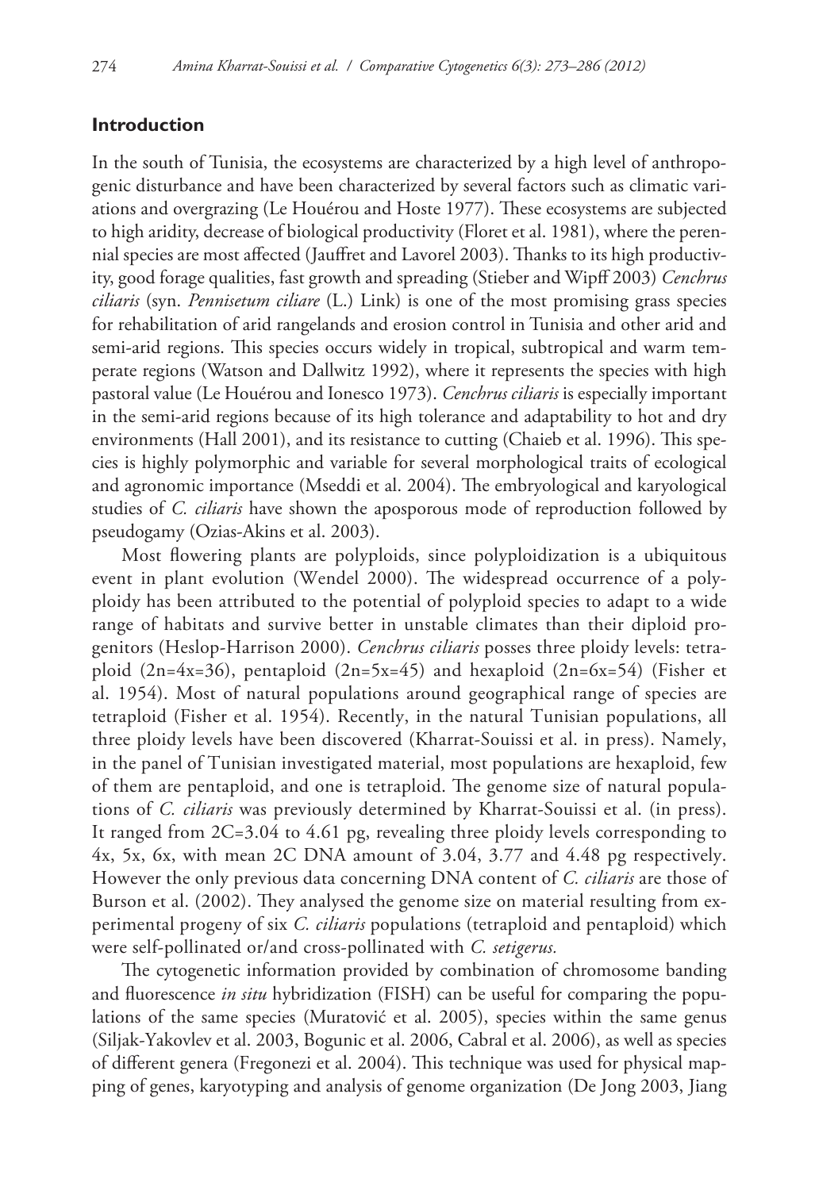## Introduction

In the south of Tunisia, the ecosystems are characterized by a high level of anthropogenic disturbance and have been characterized by several factors such as climatic variations and overgrazing (Le Houérou and Hoste 1977). These ecosystems are subjected to high aridity, decrease of biological productivity (Floret et al. 1981), where the perennial species are most affected (Jauffret and Lavorel 2003). Thanks to its high productivity, good forage qualities, fast growth and spreading (Stieber and Wipff 2003) *Cenchrus ciliaris* (syn. *Pennisetum ciliare* (L.) Link) is one of the most promising grass species for rehabilitation of arid rangelands and erosion control in Tunisia and other arid and semi-arid regions. This species occurs widely in tropical, subtropical and warm temperate regions (Watson and Dallwitz 1992), where it represents the species with high pastoral value (Le Houérou and Ionesco 1973). *Cenchrus ciliaris* is especially important in the semi-arid regions because of its high tolerance and adaptability to hot and dry environments (Hall 2001), and its resistance to cutting (Chaieb et al. 1996). This species is highly polymorphic and variable for several morphological traits of ecological and agronomic importance (Mseddi et al. 2004). The embryological and karyological studies of *C. ciliaris* have shown the aposporous mode of reproduction followed by pseudogamy (Ozias-Akins et al. 2003).

Most flowering plants are polyploids, since polyploidization is a ubiquitous event in plant evolution (Wendel 2000). The widespread occurrence of a polyploidy has been attributed to the potential of polyploid species to adapt to a wide range of habitats and survive better in unstable climates than their diploid progenitors (Heslop-Harrison 2000). *Cenchrus ciliaris* posses three ploidy levels: tetraploid (2n=4x=36), pentaploid (2n=5x=45) and hexaploid (2n=6x=54) (Fisher et al. 1954). Most of natural populations around geographical range of species are tetraploid (Fisher et al. 1954). Recently, in the natural Tunisian populations, all three ploidy levels have been discovered (Kharrat-Souissi et al. in press). Namely, in the panel of Tunisian investigated material, most populations are hexaploid, few of them are pentaploid, and one is tetraploid. The genome size of natural populations of *C. ciliaris* was previously determined by Kharrat-Souissi et al. (in press). It ranged from 2C=3.04 to 4.61 pg, revealing three ploidy levels corresponding to 4x, 5x, 6x, with mean 2C DNA amount of 3.04, 3.77 and 4.48 pg respectively. However the only previous data concerning DNA content of *C. ciliaris* are those of Burson et al. (2002). They analysed the genome size on material resulting from experimental progeny of six *C. ciliaris* populations (tetraploid and pentaploid) which were self-pollinated or/and cross-pollinated with *C. setigerus.*

The cytogenetic information provided by combination of chromosome banding and fluorescence *in situ* hybridization (FISH) can be useful for comparing the populations of the same species (Muratović et al. 2005), species within the same genus (Siljak-Yakovlev et al. 2003, Bogunic et al. 2006, Cabral et al. 2006), as well as species of different genera (Fregonezi et al. 2004). This technique was used for physical mapping of genes, karyotyping and analysis of genome organization (De Jong 2003, Jiang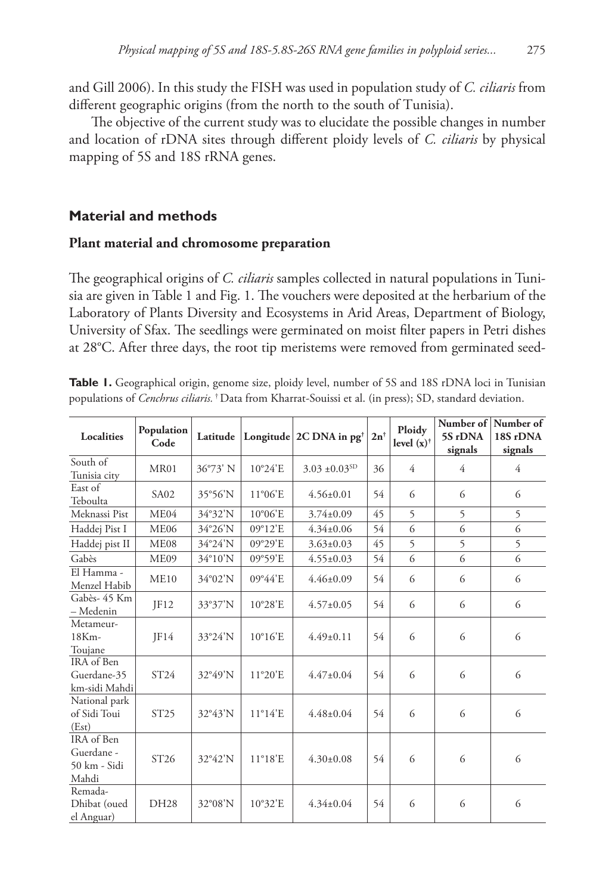and Gill 2006). In this study the FISH was used in population study of *C. ciliaris* from different geographic origins (from the north to the south of Tunisia).

The objective of the current study was to elucidate the possible changes in number and location of rDNA sites through different ploidy levels of *C. ciliaris* by physical mapping of 5S and 18S rRNA genes.

## Material and methods

### Plant material and chromosome preparation

The geographical origins of *C. ciliaris* samples collected in natural populations in Tunisia are given in Table 1 and Fig. 1. The vouchers were deposited at the herbarium of the Laboratory of Plants Diversity and Ecosystems in Arid Areas, Department of Biology, University of Sfax. The seedlings were germinated on moist filter papers in Petri dishes at 28°C. After three days, the root tip meristems were removed from germinated seed-

**Table 1.** Geographical origin, genome size, ploidy level, number of 5S and 18S rDNA loci in Tunisian populations of *Cenchrus ciliaris.* [†] Data from Kharrat-Souissi et al. (in press); SD, standard deviation.

| Localities | Population Code | Latitude | Longitude | 2C DNA in pg[†] | 2n[†] | Ploidy level (x)[†] | Number of 5S rDNA signals | Number of 18S rDNA signals |
|---|---|---|---|---|---|---|---|---|
| South of Tunisia city | MR01 | 36°73' N | 10°24'E | 3.03 ±0.03[SD] | 36 | 4 | 4 | 4 |
| East of Teboulta | SA02 | 35°56'N | 11°06'E | 4.56±0.01 | 54 | 6 | 6 | 6 |
| Meknassi Pist | ME04 | 34°32'N | 10°06'E | 3.74±0.09 | 45 | 5 | 5 | 5 |
| Haddej Pist I | ME06 | 34°26'N | 09°12'E | 4.34±0.06 | 54 | 6 | 6 | 6 |
| Haddej pist II | ME08 | 34°24'N | 09°29'E | 3.63±0.03 | 45 | 5 | 5 | 5 |
| Gabès | ME09 | 34°10'N | 09°59'E | 4.55±0.03 | 54 | 6 | 6 | 6 |
| El Hamma - Menzel Habib | ME10 | 34°02'N | 09°44'E | 4.46±0.09 | 54 | 6 | 6 | 6 |
| Gabès- 45 Km – Medenin | JF12 | 33°37'N | 10°28'E | 4.57±0.05 | 54 | 6 | 6 | 6 |
| Metameur-18Km-Toujane | JF14 | 33°24'N | 10°16'E | 4.49±0.11 | 54 | 6 | 6 | 6 |
| IRA of Ben Guerdane-35 km-sidi Mahdi | ST24 | 32°49'N | 11°20'E | 4.47±0.04 | 54 | 6 | 6 | 6 |
| National park of Sidi Toui (Est) | ST25 | 32°43'N | 11°14'E | 4.48±0.04 | 54 | 6 | 6 | 6 |
| IRA of Ben Guerdane - 50 km - Sidi Mahdi | ST26 | 32°42'N | 11°18'E | 4.30±0.08 | 54 | 6 | 6 | 6 |
| Remada-Dhibat (oued el Anguar) | DH28 | 32°08'N | 10°32'E | 4.34±0.04 | 54 | 6 | 6 | 6 |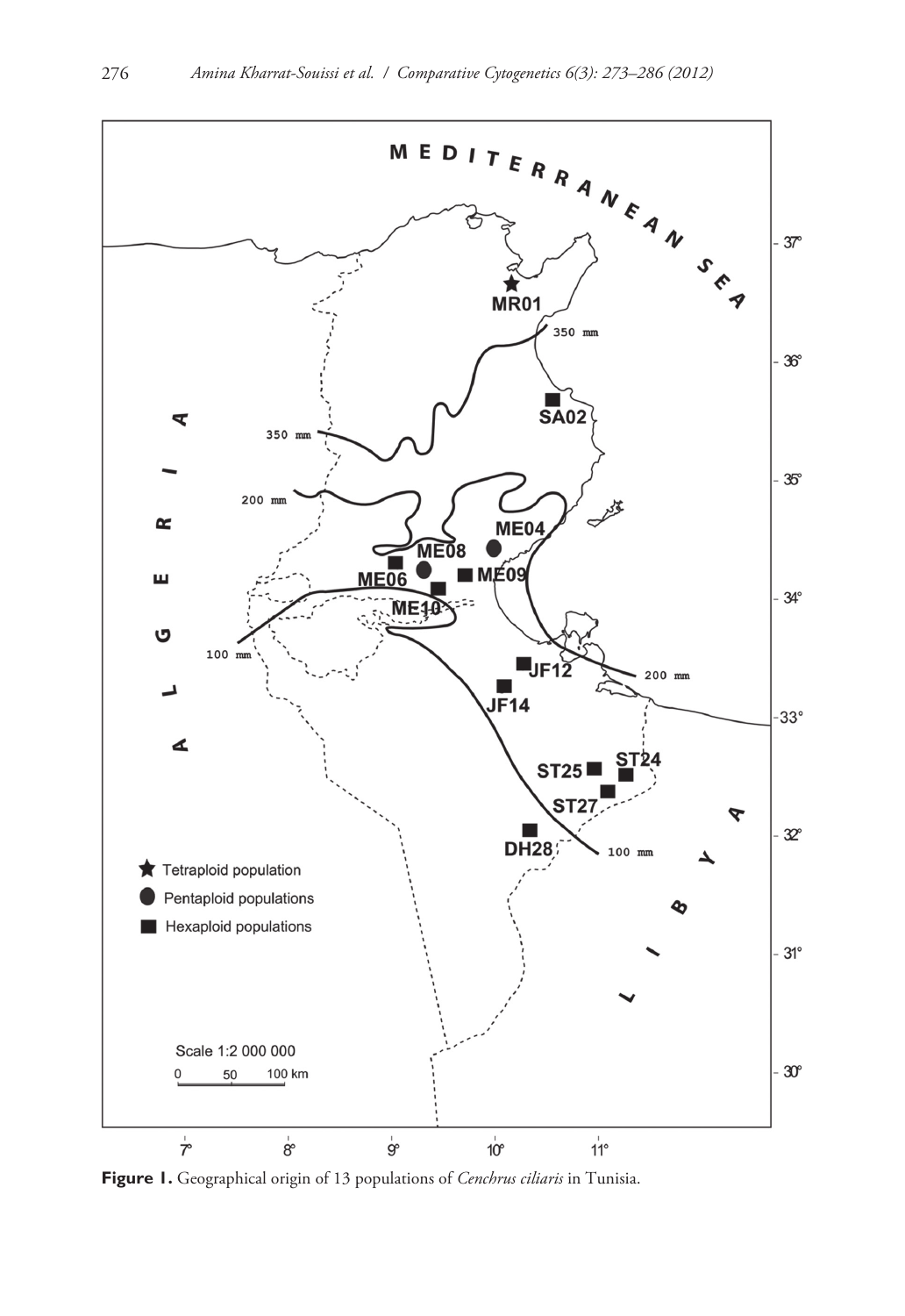**Figure 1.** Geographical origin of 13 populations of *Cenchrus ciliaris* in Tunisia.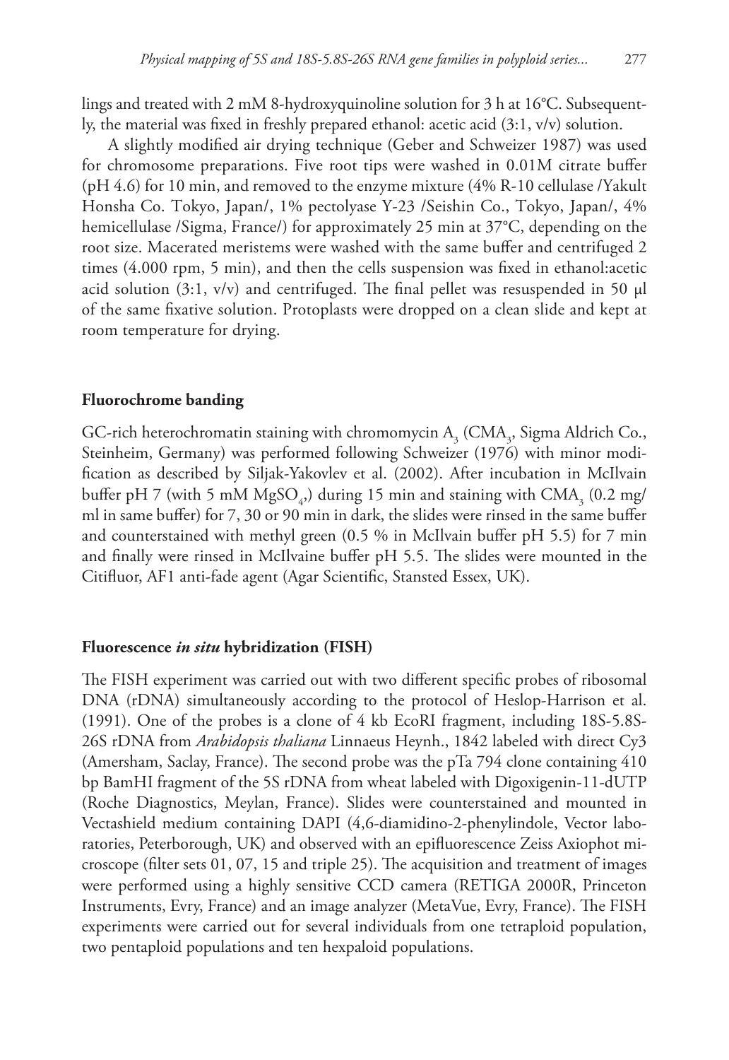lings and treated with 2 mM 8-hydroxyquinoline solution for 3 h at 16°C. Subsequently, the material was fixed in freshly prepared ethanol: acetic acid (3:1, v/v) solution.

A slightly modified air drying technique (Geber and Schweizer 1987) was used for chromosome preparations. Five root tips were washed in 0.01M citrate buffer (pH 4.6) for 10 min, and removed to the enzyme mixture (4% R-10 cellulase /Yakult Honsha Co. Tokyo, Japan/, 1% pectolyase Y-23 /Seishin Co., Tokyo, Japan/, 4% hemicellulase /Sigma, France/) for approximately 25 min at 37°C, depending on the root size. Macerated meristems were washed with the same buffer and centrifuged 2 times (4.000 rpm, 5 min), and then the cells suspension was fixed in ethanol:acetic acid solution (3:1, v/v) and centrifuged. The final pellet was resuspended in 50 µl of the same fixative solution. Protoplasts were dropped on a clean slide and kept at room temperature for drying.

### Fluorochrome banding

GC-rich heterochromatin staining with chromomycin $A_3$ ($CMA_3$, Sigma Aldrich Co., Steinheim, Germany) was performed following Schweizer (1976) with minor modification as described by Siljak-Yakovlev et al. (2002). After incubation in McIlvain buffer pH 7 (with 5 mM $MgSO_4$,) during 15 min and staining with $CMA_3$ (0.2 mg/ml in same buffer) for 7, 30 or 90 min in dark, the slides were rinsed in the same buffer and counterstained with methyl green (0.5 % in McIlvain buffer pH 5.5) for 7 min and finally were rinsed in McIlvaine buffer pH 5.5. The slides were mounted in the Citifluor, AF1 anti-fade agent (Agar Scientific, Stansted Essex, UK).

### Fluorescence *in situ* hybridization (FISH)

The FISH experiment was carried out with two different specific probes of ribosomal DNA (rDNA) simultaneously according to the protocol of Heslop-Harrison et al. (1991). One of the probes is a clone of 4 kb EcoRI fragment, including 18S-5.8S-26S rDNA from *Arabidopsis thaliana* Linnaeus Heynh., 1842 labeled with direct Cy3 (Amersham, Saclay, France). The second probe was the pTa 794 clone containing 410 bp BamHI fragment of the 5S rDNA from wheat labeled with Digoxigenin-11-dUTP (Roche Diagnostics, Meylan, France). Slides were counterstained and mounted in Vectashield medium containing DAPI (4,6-diamidino-2-phenylindole, Vector laboratories, Peterborough, UK) and observed with an epifluorescence Zeiss Axiophot microscope (filter sets 01, 07, 15 and triple 25). The acquisition and treatment of images were performed using a highly sensitive CCD camera (RETIGA 2000R, Princeton Instruments, Evry, France) and an image analyzer (MetaVue, Evry, France). The FISH experiments were carried out for several individuals from one tetraploid population, two pentaploid populations and ten hexpaloid populations.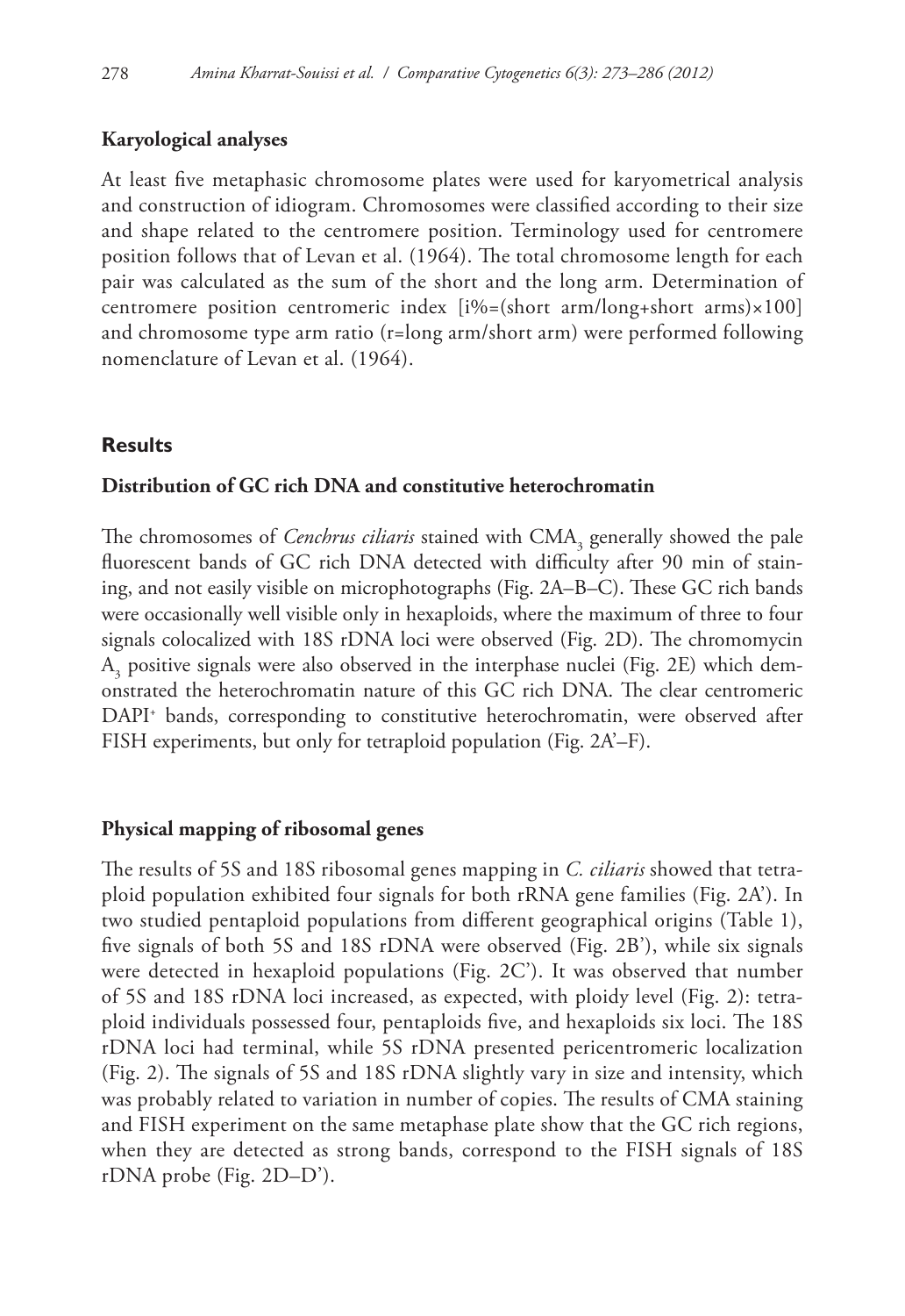### Karyological analyses

At least five metaphasic chromosome plates were used for karyometrical analysis and construction of idiogram. Chromosomes were classified according to their size and shape related to the centromere position. Terminology used for centromere position follows that of Levan et al. (1964). The total chromosome length for each pair was calculated as the sum of the short and the long arm. Determination of centromere position centromeric index [i%=(short arm/long+short arms)×100] and chromosome type arm ratio (r=long arm/short arm) were performed following nomenclature of Levan et al. (1964).

## Results

### Distribution of GC rich DNA and constitutive heterochromatin

The chromosomes of *Cenchrus ciliaris* stained with $CMA_3$ generally showed the pale fluorescent bands of GC rich DNA detected with difficulty after 90 min of staining, and not easily visible on microphotographs (Fig. 2A–B–C). These GC rich bands were occasionally well visible only in hexaploids, where the maximum of three to four signals colocalized with 18S rDNA loci were observed (Fig. 2D). The chromomycin $A_3$ positive signals were also observed in the interphase nuclei (Fig. 2E) which demonstrated the heterochromatin nature of this GC rich DNA. The clear centromeric $DAPI^+$ bands, corresponding to constitutive heterochromatin, were observed after FISH experiments, but only for tetraploid population (Fig. 2A'–F).

### Physical mapping of ribosomal genes

The results of 5S and 18S ribosomal genes mapping in *C. ciliaris* showed that tetraploid population exhibited four signals for both rRNA gene families (Fig. 2A'). In two studied pentaploid populations from different geographical origins (Table 1), five signals of both 5S and 18S rDNA were observed (Fig. 2B'), while six signals were detected in hexaploid populations (Fig. 2C'). It was observed that number of 5S and 18S rDNA loci increased, as expected, with ploidy level (Fig. 2): tetraploid individuals possessed four, pentaploids five, and hexaploids six loci. The 18S rDNA loci had terminal, while 5S rDNA presented pericentromeric localization (Fig. 2). The signals of 5S and 18S rDNA slightly vary in size and intensity, which was probably related to variation in number of copies. The results of CMA staining and FISH experiment on the same metaphase plate show that the GC rich regions, when they are detected as strong bands, correspond to the FISH signals of 18S rDNA probe (Fig. 2D–D').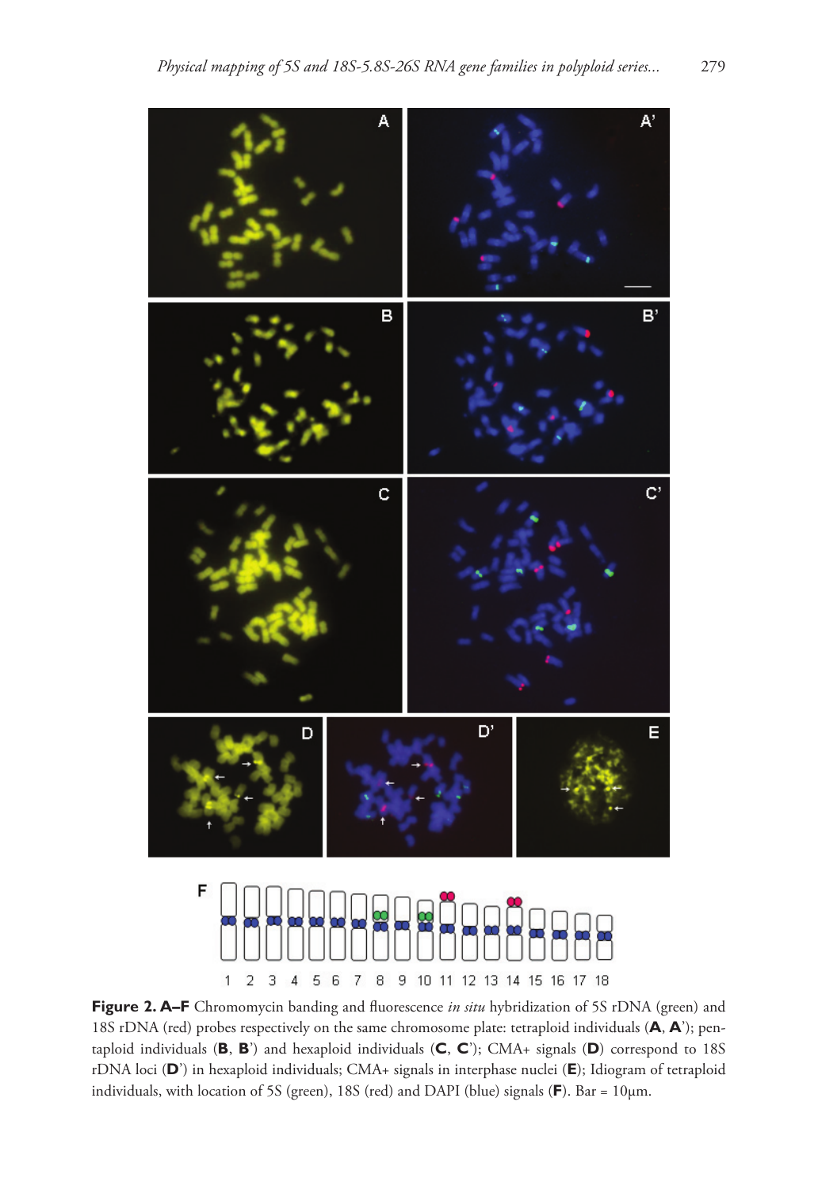**Figure 2. A–F** Chromomycin banding and fluorescence *in situ* hybridization of 5S rDNA (green) and 18S rDNA (red) probes respectively on the same chromosome plate: tetraploid individuals (**A**, **A**'); pentaploid individuals (**B**, **B**') and hexaploid individuals (**C**, **C**'); CMA+ signals (**D**) correspond to 18S rDNA loci (**D**') in hexaploid individuals; CMA+ signals in interphase nuclei (**E**); Idiogram of tetraploid individuals, with location of 5S (green), 18S (red) and DAPI (blue) signals (**F**). Bar = 10µm.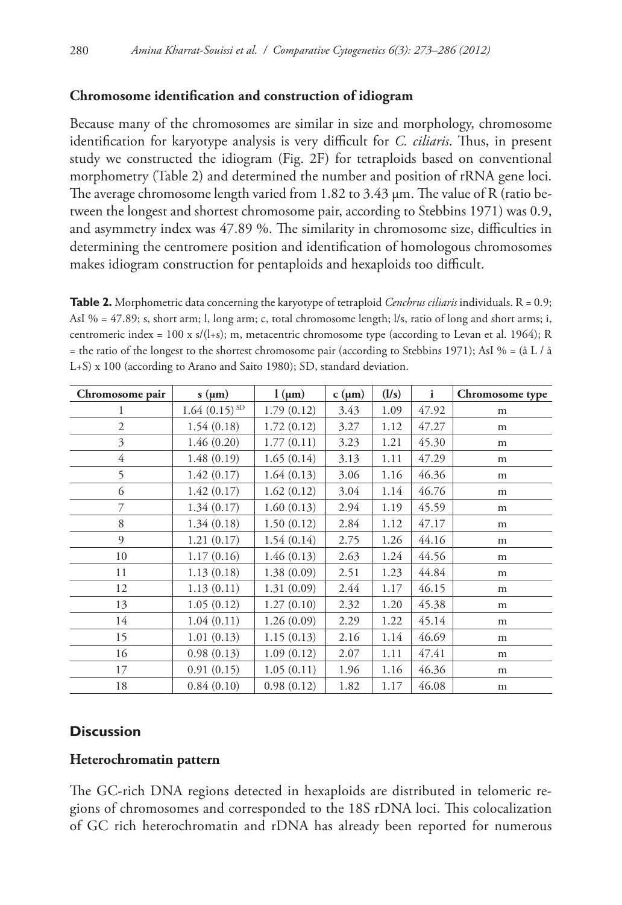### Chromosome identification and construction of idiogram

Because many of the chromosomes are similar in size and morphology, chromosome identification for karyotype analysis is very difficult for *C. ciliaris*. Thus, in present study we constructed the idiogram (Fig. 2F) for tetraploids based on conventional morphometry (Table 2) and determined the number and position of rRNA gene loci. The average chromosome length varied from 1.82 to 3.43 µm. The value of R (ratio between the longest and shortest chromosome pair, according to Stebbins 1971) was 0.9, and asymmetry index was 47.89 %. The similarity in chromosome size, difficulties in determining the centromere position and identification of homologous chromosomes makes idiogram construction for pentaploids and hexaploids too difficult.

**Table 2.** Morphometric data concerning the karyotype of tetraploid *Cenchrus ciliaris* individuals. R = 0.9; AsI % = 47.89; s, short arm; l, long arm; c, total chromosome length; l/s, ratio of long and short arms; i, centromeric index = 100 x s/(l+s); m, metacentric chromosome type (according to Levan et al. 1964); R = the ratio of the longest to the shortest chromosome pair (according to Stebbins 1971); AsI % = (å L / å L+S) x 100 (according to Arano and Saito 1980); SD, standard deviation.

| Chromosome pair | s (µm) | l (µm) | c (µm) | (l/s) | i | Chromosome type |
|---|---|---|---|---|---|---|
| 1 | 1.64 (0.15) [SD] | 1.79 (0.12) | 3.43 | 1.09 | 47.92 | m |
| 2 | 1.54 (0.18) | 1.72 (0.12) | 3.27 | 1.12 | 47.27 | m |
| 3 | 1.46 (0.20) | 1.77 (0.11) | 3.23 | 1.21 | 45.30 | m |
| 4 | 1.48 (0.19) | 1.65 (0.14) | 3.13 | 1.11 | 47.29 | m |
| 5 | 1.42 (0.17) | 1.64 (0.13) | 3.06 | 1.16 | 46.36 | m |
| 6 | 1.42 (0.17) | 1.62 (0.12) | 3.04 | 1.14 | 46.76 | m |
| 7 | 1.34 (0.17) | 1.60 (0.13) | 2.94 | 1.19 | 45.59 | m |
| 8 | 1.34 (0.18) | 1.50 (0.12) | 2.84 | 1.12 | 47.17 | m |
| 9 | 1.21 (0.17) | 1.54 (0.14) | 2.75 | 1.26 | 44.16 | m |
| 10 | 1.17 (0.16) | 1.46 (0.13) | 2.63 | 1.24 | 44.56 | m |
| 11 | 1.13 (0.18) | 1.38 (0.09) | 2.51 | 1.23 | 44.84 | m |
| 12 | 1.13 (0.11) | 1.31 (0.09) | 2.44 | 1.17 | 46.15 | m |
| 13 | 1.05 (0.12) | 1.27 (0.10) | 2.32 | 1.20 | 45.38 | m |
| 14 | 1.04 (0.11) | 1.26 (0.09) | 2.29 | 1.22 | 45.14 | m |
| 15 | 1.01 (0.13) | 1.15 (0.13) | 2.16 | 1.14 | 46.69 | m |
| 16 | 0.98 (0.13) | 1.09 (0.12) | 2.07 | 1.11 | 47.41 | m |
| 17 | 0.91 (0.15) | 1.05 (0.11) | 1.96 | 1.16 | 46.36 | m |
| 18 | 0.84 (0.10) | 0.98 (0.12) | 1.82 | 1.17 | 46.08 | m |

## Discussion

### Heterochromatin pattern

The GC-rich DNA regions detected in hexaploids are distributed in telomeric regions of chromosomes and corresponded to the 18S rDNA loci. This colocalization of GC rich heterochromatin and rDNA has already been reported for numerous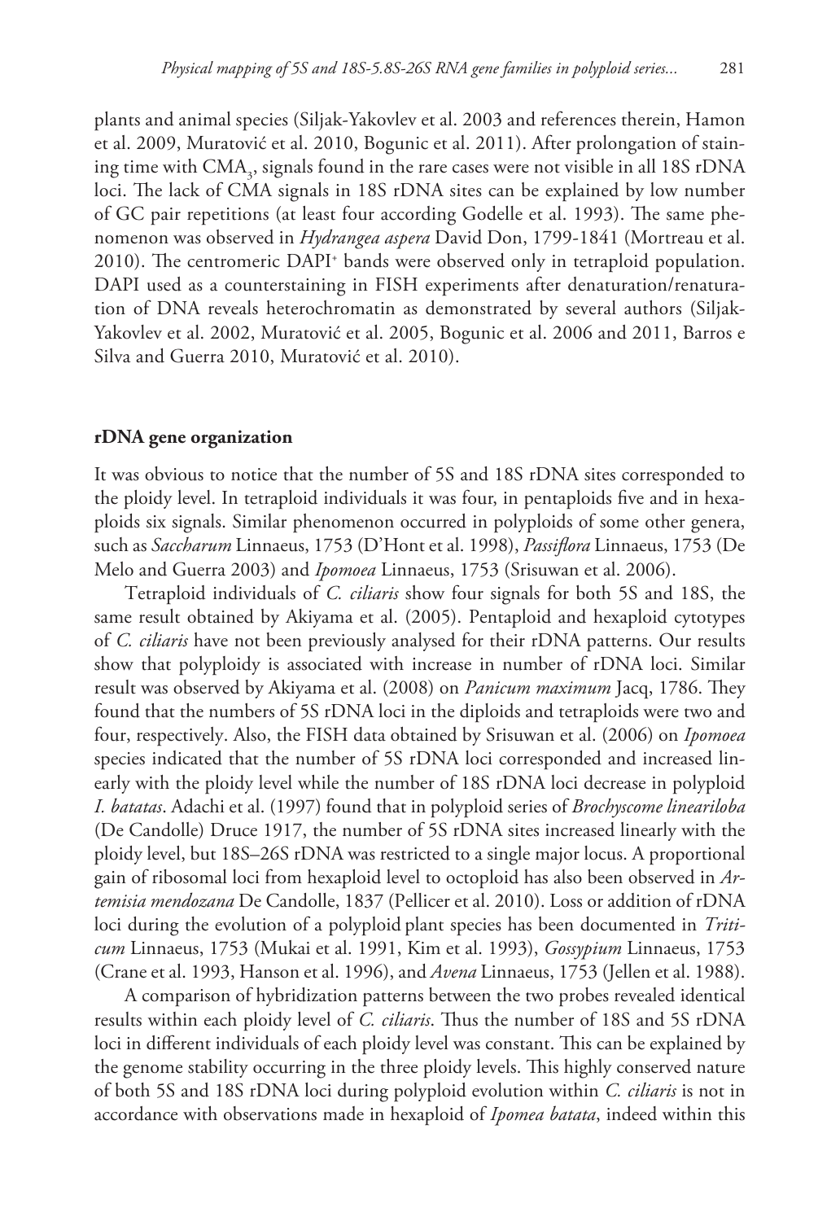plants and animal species (Siljak-Yakovlev et al. 2003 and references therein, Hamon et al. 2009, Muratović et al. 2010, Bogunic et al. 2011). After prolongation of staining time with $CMA_3$, signals found in the rare cases were not visible in all 18S rDNA loci. The lack of CMA signals in 18S rDNA sites can be explained by low number of GC pair repetitions (at least four according Godelle et al. 1993). The same phenomenon was observed in *Hydrangea aspera* David Don, 1799-1841 (Mortreau et al. 2010). The centromeric DAPI$^+$ bands were observed only in tetraploid population. DAPI used as a counterstaining in FISH experiments after denaturation/renaturation of DNA reveals heterochromatin as demonstrated by several authors (Siljak-Yakovlev et al. 2002, Muratović et al. 2005, Bogunic et al. 2006 and 2011, Barros e Silva and Guerra 2010, Muratović et al. 2010).

### rDNA gene organization

It was obvious to notice that the number of 5S and 18S rDNA sites corresponded to the ploidy level. In tetraploid individuals it was four, in pentaploids five and in hexaploids six signals. Similar phenomenon occurred in polyploids of some other genera, such as *Saccharum* Linnaeus, 1753 (D'Hont et al. 1998), *Passiflora* Linnaeus, 1753 (De Melo and Guerra 2003) and *Ipomoea* Linnaeus, 1753 (Srisuwan et al. 2006).

Tetraploid individuals of *C. ciliaris* show four signals for both 5S and 18S, the same result obtained by Akiyama et al. (2005). Pentaploid and hexaploid cytotypes of *C. ciliaris* have not been previously analysed for their rDNA patterns. Our results show that polyploidy is associated with increase in number of rDNA loci. Similar result was observed by Akiyama et al. (2008) on *Panicum maximum* Jacq, 1786. They found that the numbers of 5S rDNA loci in the diploids and tetraploids were two and four, respectively. Also, the FISH data obtained by Srisuwan et al. (2006) on *Ipomoea* species indicated that the number of 5S rDNA loci corresponded and increased linearly with the ploidy level while the number of 18S rDNA loci decrease in polyploid *I. batatas*. Adachi et al. (1997) found that in polyploid series of *Brochyscome lineariloba* (De Candolle) Druce 1917, the number of 5S rDNA sites increased linearly with the ploidy level, but 18S–26S rDNA was restricted to a single major locus. A proportional gain of ribosomal loci from hexaploid level to octoploid has also been observed in *Artemisia mendozana* De Candolle, 1837 (Pellicer et al. 2010). Loss or addition of rDNA loci during the evolution of a polyploid plant species has been documented in *Triticum* Linnaeus, 1753 (Mukai et al. 1991, Kim et al. 1993), *Gossypium* Linnaeus, 1753 (Crane et al. 1993, Hanson et al. 1996), and *Avena* Linnaeus, 1753 (Jellen et al. 1988).

A comparison of hybridization patterns between the two probes revealed identical results within each ploidy level of *C. ciliaris*. Thus the number of 18S and 5S rDNA loci in different individuals of each ploidy level was constant. This can be explained by the genome stability occurring in the three ploidy levels. This highly conserved nature of both 5S and 18S rDNA loci during polyploid evolution within *C. ciliaris* is not in accordance with observations made in hexaploid of *Ipomea batata*, indeed within this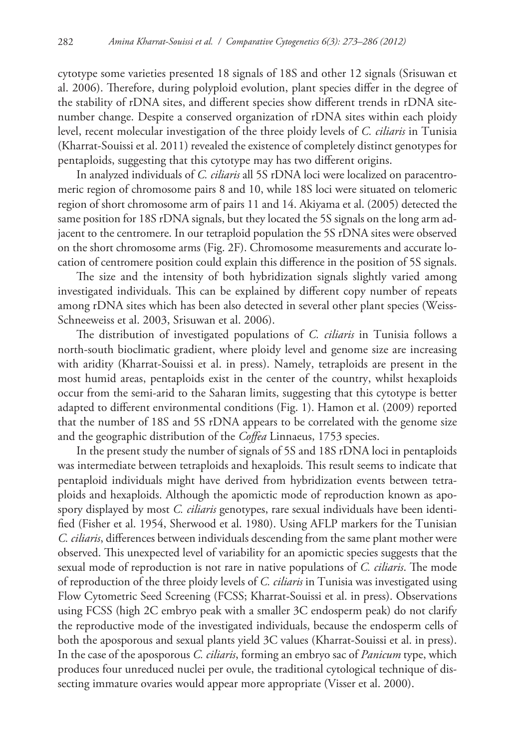cytotype some varieties presented 18 signals of 18S and other 12 signals (Srisuwan et al. 2006). Therefore, during polyploid evolution, plant species differ in the degree of the stability of rDNA sites, and different species show different trends in rDNA site-number change. Despite a conserved organization of rDNA sites within each ploidy level, recent molecular investigation of the three ploidy levels of *C. ciliaris* in Tunisia (Kharrat-Souissi et al. 2011) revealed the existence of completely distinct genotypes for pentaploids, suggesting that this cytotype may has two different origins.

In analyzed individuals of *C. ciliaris* all 5S rDNA loci were localized on paracentromeric region of chromosome pairs 8 and 10, while 18S loci were situated on telomeric region of short chromosome arm of pairs 11 and 14. Akiyama et al. (2005) detected the same position for 18S rDNA signals, but they located the 5S signals on the long arm adjacent to the centromere. In our tetraploid population the 5S rDNA sites were observed on the short chromosome arms (Fig. 2F). Chromosome measurements and accurate location of centromere position could explain this difference in the position of 5S signals.

The size and the intensity of both hybridization signals slightly varied among investigated individuals. This can be explained by different copy number of repeats among rDNA sites which has been also detected in several other plant species (Weiss-Schneeweiss et al. 2003, Srisuwan et al. 2006).

The distribution of investigated populations of *C. ciliaris* in Tunisia follows a north-south bioclimatic gradient, where ploidy level and genome size are increasing with aridity (Kharrat-Souissi et al. in press). Namely, tetraploids are present in the most humid areas, pentaploids exist in the center of the country, whilst hexaploids occur from the semi-arid to the Saharan limits, suggesting that this cytotype is better adapted to different environmental conditions (Fig. 1). Hamon et al. (2009) reported that the number of 18S and 5S rDNA appears to be correlated with the genome size and the geographic distribution of the *Coffea* Linnaeus, 1753 species.

In the present study the number of signals of 5S and 18S rDNA loci in pentaploids was intermediate between tetraploids and hexaploids. This result seems to indicate that pentaploid individuals might have derived from hybridization events between tetraploids and hexaploids. Although the apomictic mode of reproduction known as apospory displayed by most *C. ciliaris* genotypes, rare sexual individuals have been identified (Fisher et al. 1954, Sherwood et al. 1980). Using AFLP markers for the Tunisian *C. ciliaris*, differences between individuals descending from the same plant mother were observed. This unexpected level of variability for an apomictic species suggests that the sexual mode of reproduction is not rare in native populations of *C. ciliaris*. The mode of reproduction of the three ploidy levels of *C. ciliaris* in Tunisia was investigated using Flow Cytometric Seed Screening (FCSS; Kharrat-Souissi et al. in press). Observations using FCSS (high 2C embryo peak with a smaller 3C endosperm peak) do not clarify the reproductive mode of the investigated individuals, because the endosperm cells of both the aposporous and sexual plants yield 3C values (Kharrat-Souissi et al. in press). In the case of the aposporous *C. ciliaris*, forming an embryo sac of *Panicum* type, which produces four unreduced nuclei per ovule, the traditional cytological technique of dissecting immature ovaries would appear more appropriate (Visser et al. 2000).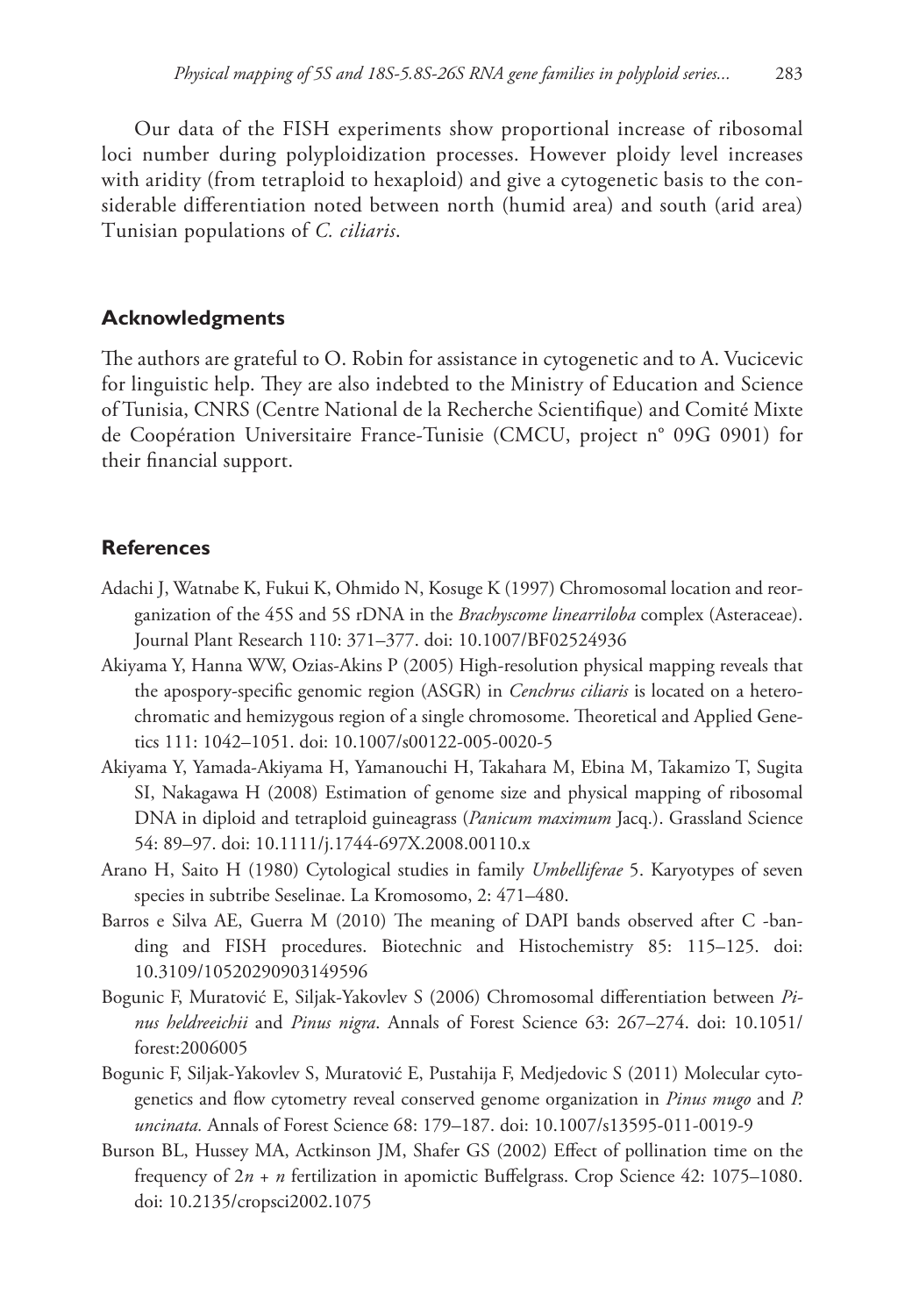Our data of the FISH experiments show proportional increase of ribosomal loci number during polyploidization processes. However ploidy level increases with aridity (from tetraploid to hexaploid) and give a cytogenetic basis to the considerable differentiation noted between north (humid area) and south (arid area) Tunisian populations of *C. ciliaris*.

## Acknowledgments

The authors are grateful to O. Robin for assistance in cytogenetic and to A. Vucicevic for linguistic help. They are also indebted to the Ministry of Education and Science of Tunisia, CNRS (Centre National de la Recherche Scientifique) and Comité Mixte de Coopération Universitaire France-Tunisie (CMCU, project n° 09G 0901) for their financial support.

## References

Adachi J, Watnabe K, Fukui K, Ohmido N, Kosuge K (1997) Chromosomal location and reorganization of the 45S and 5S rDNA in the *Brachyscome linearriloba* complex (Asteraceae). Journal Plant Research 110: 371–377. doi: 10.1007/BF02524936

Akiyama Y, Hanna WW, Ozias-Akins P (2005) High-resolution physical mapping reveals that the apospory-specific genomic region (ASGR) in *Cenchrus ciliaris* is located on a heterochromatic and hemizygous region of a single chromosome. Theoretical and Applied Genetics 111: 1042–1051. doi: 10.1007/s00122-005-0020-5

Akiyama Y, Yamada-Akiyama H, Yamanouchi H, Takahara M, Ebina M, Takamizo T, Sugita SI, Nakagawa H (2008) Estimation of genome size and physical mapping of ribosomal DNA in diploid and tetraploid guineagrass (*Panicum maximum* Jacq.). Grassland Science 54: 89–97. doi: 10.1111/j.1744-697X.2008.00110.x

Arano H, Saito H (1980) Cytological studies in family *Umbelliferae* 5. Karyotypes of seven species in subtribe Seselinae. La Kromosomo, 2: 471–480.

Barros e Silva AE, Guerra M (2010) The meaning of DAPI bands observed after C -banding and FISH procedures. Biotechnic and Histochemistry 85: 115–125. doi: 10.3109/10520290903149596

Bogunic F, Muratović E, Siljak-Yakovlev S (2006) Chromosomal differentiation between *Pinus heldreeichii* and *Pinus nigra*. Annals of Forest Science 63: 267–274. doi: 10.1051/forest:2006005

Bogunic F, Siljak-Yakovlev S, Muratović E, Pustahija F, Medjedovic S (2011) Molecular cytogenetics and flow cytometry reveal conserved genome organization in *Pinus mugo* and *P. uncinata.* Annals of Forest Science 68: 179–187. doi: 10.1007/s13595-011-0019-9

Burson BL, Hussey MA, Actkinson JM, Shafer GS (2002) Effect of pollination time on the frequency of $2n + n$ fertilization in apomictic Buffelgrass. Crop Science 42: 1075–1080. doi: 10.2135/cropsci2002.1075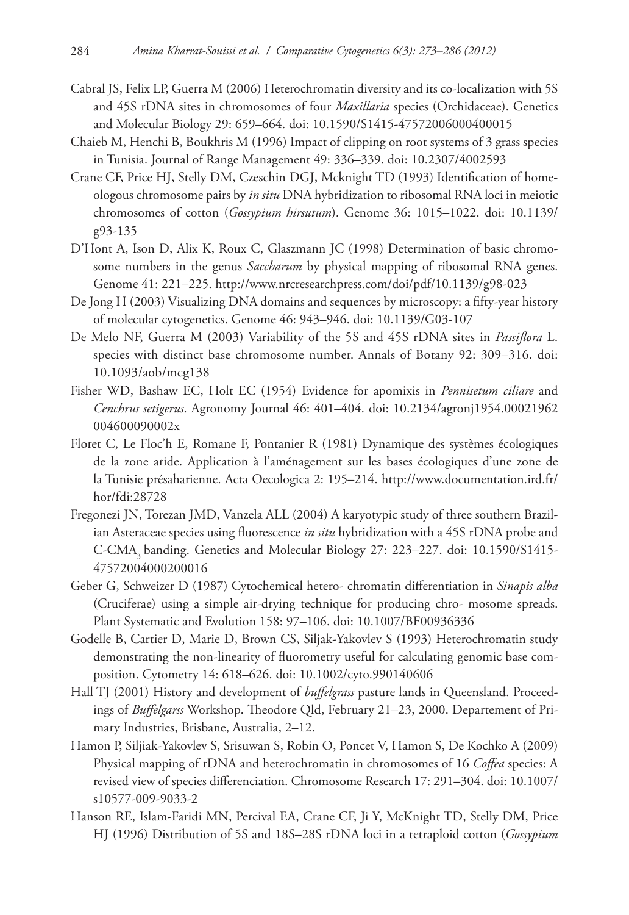Cabral JS, Felix LP, Guerra M (2006) Heterochromatin diversity and its co-localization with 5S and 45S rDNA sites in chromosomes of four *Maxillaria* species (Orchidaceae). Genetics and Molecular Biology 29: 659–664. doi: 10.1590/S1415-47572006000400015

Chaieb M, Henchi B, Boukhris M (1996) Impact of clipping on root systems of 3 grass species in Tunisia. Journal of Range Management 49: 336–339. doi: 10.2307/4002593

Crane CF, Price HJ, Stelly DM, Czeschin DGJ, Mcknight TD (1993) Identification of homeologous chromosome pairs by *in situ* DNA hybridization to ribosomal RNA loci in meiotic chromosomes of cotton (*Gossypium hirsutum*). Genome 36: 1015–1022. doi: 10.1139/g93-135

D'Hont A, Ison D, Alix K, Roux C, Glaszmann JC (1998) Determination of basic chromosome numbers in the genus *Saccharum* by physical mapping of ribosomal RNA genes. Genome 41: 221–225. http://www.nrcresearchpress.com/doi/pdf/10.1139/g98-023

De Jong H (2003) Visualizing DNA domains and sequences by microscopy: a fifty-year history of molecular cytogenetics. Genome 46: 943–946. doi: 10.1139/G03-107

De Melo NF, Guerra M (2003) Variability of the 5S and 45S rDNA sites in *Passiflora* L. species with distinct base chromosome number. Annals of Botany 92: 309–316. doi: 10.1093/aob/mcg138

Fisher WD, Bashaw EC, Holt EC (1954) Evidence for apomixis in *Pennisetum ciliare* and *Cenchrus setigerus*. Agronomy Journal 46: 401–404. doi: 10.2134/agronj1954.00021962004600090002x

Floret C, Le Floc'h E, Romane F, Pontanier R (1981) Dynamique des systèmes écologiques de la zone aride. Application à l'aménagement sur les bases écologiques d'une zone de la Tunisie présaharienne. Acta Oecologica 2: 195–214. http://www.documentation.ird.fr/hor/fdi:28728

Fregonezi JN, Torezan JMD, Vanzela ALL (2004) A karyotypic study of three southern Brazilian Asteraceae species using fluorescence *in situ* hybridization with a 45S rDNA probe and C-CMA$_3$ banding. Genetics and Molecular Biology 27: 223–227. doi: 10.1590/S1415-47572004000200016

Geber G, Schweizer D (1987) Cytochemical hetero- chromatin differentiation in *Sinapis alba* (Cruciferae) using a simple air-drying technique for producing chro- mosome spreads. Plant Systematic and Evolution 158: 97–106. doi: 10.1007/BF00936336

Godelle B, Cartier D, Marie D, Brown CS, Siljak-Yakovlev S (1993) Heterochromatin study demonstrating the non-linearity of fluorometry useful for calculating genomic base composition. Cytometry 14: 618–626. doi: 10.1002/cyto.990140606

Hall TJ (2001) History and development of *buffelgrass* pasture lands in Queensland. Proceedings of *Buffelgarss* Workshop. Theodore Qld, February 21–23, 2000. Departement of Primary Industries, Brisbane, Australia, 2–12.

Hamon P, Siljiak-Yakovlev S, Srisuwan S, Robin O, Poncet V, Hamon S, De Kochko A (2009) Physical mapping of rDNA and heterochromatin in chromosomes of 16 *Coffea* species: A revised view of species differenciation. Chromosome Research 17: 291–304. doi: 10.1007/s10577-009-9033-2

Hanson RE, Islam-Faridi MN, Percival EA, Crane CF, Ji Y, McKnight TD, Stelly DM, Price HJ (1996) Distribution of 5S and 18S–28S rDNA loci in a tetraploid cotton (*Gossypium*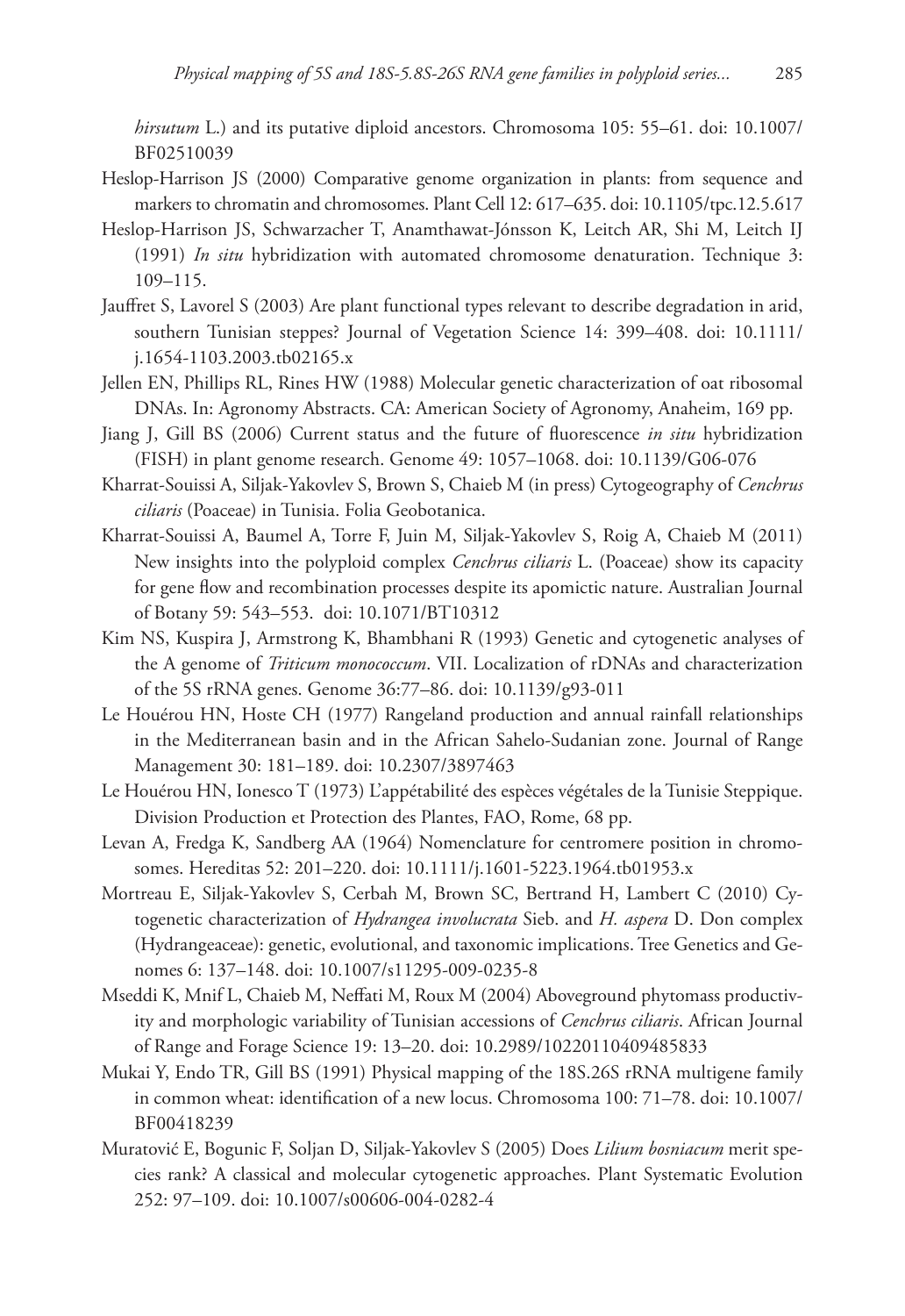*hirsutum* L.) and its putative diploid ancestors. Chromosoma 105: 55–61. doi: 10.1007/BF02510039

Heslop-Harrison JS (2000) Comparative genome organization in plants: from sequence and markers to chromatin and chromosomes. Plant Cell 12: 617–635. doi: 10.1105/tpc.12.5.617

Heslop-Harrison JS, Schwarzacher T, Anamthawat-Jónsson K, Leitch AR, Shi M, Leitch IJ (1991) *In situ* hybridization with automated chromosome denaturation. Technique 3: 109–115.

Jauffret S, Lavorel S (2003) Are plant functional types relevant to describe degradation in arid, southern Tunisian steppes? Journal of Vegetation Science 14: 399–408. doi: 10.1111/j.1654-1103.2003.tb02165.x

Jellen EN, Phillips RL, Rines HW (1988) Molecular genetic characterization of oat ribosomal DNAs. In: Agronomy Abstracts. CA: American Society of Agronomy, Anaheim, 169 pp.

Jiang J, Gill BS (2006) Current status and the future of fluorescence *in situ* hybridization (FISH) in plant genome research. Genome 49: 1057–1068. doi: 10.1139/G06-076

Kharrat-Souissi A, Siljak-Yakovlev S, Brown S, Chaieb M (in press) Cytogeography of *Cenchrus ciliaris* (Poaceae) in Tunisia. Folia Geobotanica.

Kharrat-Souissi A, Baumel A, Torre F, Juin M, Siljak-Yakovlev S, Roig A, Chaieb M (2011) New insights into the polyploid complex *Cenchrus ciliaris* L. (Poaceae) show its capacity for gene flow and recombination processes despite its apomictic nature. Australian Journal of Botany 59: 543–553. doi: 10.1071/BT10312

Kim NS, Kuspira J, Armstrong K, Bhambhani R (1993) Genetic and cytogenetic analyses of the A genome of *Triticum monococcum*. VII. Localization of rDNAs and characterization of the 5S rRNA genes. Genome 36:77–86. doi: 10.1139/g93-011

Le Houérou HN, Hoste CH (1977) Rangeland production and annual rainfall relationships in the Mediterranean basin and in the African Sahelo-Sudanian zone. Journal of Range Management 30: 181–189. doi: 10.2307/3897463

Le Houérou HN, Ionesco T (1973) L'appétabilité des espèces végétales de la Tunisie Steppique. Division Production et Protection des Plantes, FAO, Rome, 68 pp.

Levan A, Fredga K, Sandberg AA (1964) Nomenclature for centromere position in chromosomes. Hereditas 52: 201–220. doi: 10.1111/j.1601-5223.1964.tb01953.x

Mortreau E, Siljak-Yakovlev S, Cerbah M, Brown SC, Bertrand H, Lambert C (2010) Cytogenetic characterization of *Hydrangea involucrata* Sieb. and *H. aspera* D. Don complex (Hydrangeaceae): genetic, evolutional, and taxonomic implications. Tree Genetics and Genomes 6: 137–148. doi: 10.1007/s11295-009-0235-8

Mseddi K, Mnif L, Chaieb M, Neffati M, Roux M (2004) Aboveground phytomass productivity and morphologic variability of Tunisian accessions of *Cenchrus ciliaris*. African Journal of Range and Forage Science 19: 13–20. doi: 10.2989/10220110409485833

Mukai Y, Endo TR, Gill BS (1991) Physical mapping of the 18S.26S rRNA multigene family in common wheat: identification of a new locus. Chromosoma 100: 71–78. doi: 10.1007/BF00418239

Muratović E, Bogunic F, Soljan D, Siljak-Yakovlev S (2005) Does *Lilium bosniacum* merit species rank? A classical and molecular cytogenetic approaches. Plant Systematic Evolution 252: 97–109. doi: 10.1007/s00606-004-0282-4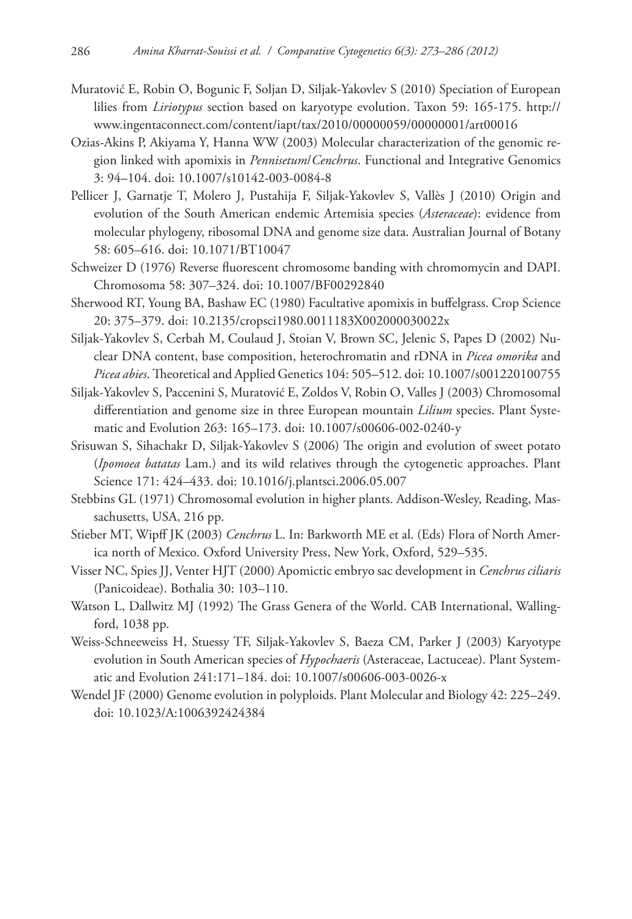Muratović E, Robin O, Bogunic F, Soljan D, Siljak-Yakovlev S (2010) Speciation of European lilies from *Liriotypus* section based on karyotype evolution. Taxon 59: 165-175. http://www.ingentaconnect.com/content/iapt/tax/2010/00000059/00000001/art00016

Ozias-Akins P, Akiyama Y, Hanna WW (2003) Molecular characterization of the genomic region linked with apomixis in *Pennisetum*/*Cenchrus*. Functional and Integrative Genomics 3: 94–104. doi: 10.1007/s10142-003-0084-8

Pellicer J, Garnatje T, Molero J, Pustahija F, Siljak-Yakovlev S, Vallès J (2010) Origin and evolution of the South American endemic Artemisia species (*Asteraceae*): evidence from molecular phylogeny, ribosomal DNA and genome size data. Australian Journal of Botany 58: 605–616. doi: 10.1071/BT10047

Schweizer D (1976) Reverse fluorescent chromosome banding with chromomycin and DAPI. Chromosoma 58: 307–324. doi: 10.1007/BF00292840

Sherwood RT, Young BA, Bashaw EC (1980) Facultative apomixis in buffelgrass. Crop Science 20: 375–379. doi: 10.2135/cropsci1980.0011183X002000030022x

Siljak-Yakovlev S, Cerbah M, Coulaud J, Stoian V, Brown SC, Jelenic S, Papes D (2002) Nuclear DNA content, base composition, heterochromatin and rDNA in *Picea omorika* and *Picea abies*. Theoretical and Applied Genetics 104: 505–512. doi: 10.1007/s001220100755

Siljak-Yakovlev S, Paccenini S, Muratović E, Zoldos V, Robin O, Valles J (2003) Chromosomal differentiation and genome size in three European mountain *Lilium* species. Plant Systematic and Evolution 263: 165–173. doi: 10.1007/s00606-002-0240-y

Srisuwan S, Sihachakr D, Siljak-Yakovlev S (2006) The origin and evolution of sweet potato (*Ipomoea batatas* Lam.) and its wild relatives through the cytogenetic approaches. Plant Science 171: 424–433. doi: 10.1016/j.plantsci.2006.05.007

Stebbins GL (1971) Chromosomal evolution in higher plants. Addison-Wesley, Reading, Massachusetts, USA, 216 pp.

Stieber MT, Wipff JK (2003) *Cenchrus* L. In: Barkworth ME et al. (Eds) Flora of North America north of Mexico. Oxford University Press, New York, Oxford, 529–535.

Visser NC, Spies JJ, Venter HJT (2000) Apomictic embryo sac development in *Cenchrus ciliaris* (Panicoideae). Bothalia 30: 103–110.

Watson L, Dallwitz MJ (1992) The Grass Genera of the World. CAB International, Wallingford, 1038 pp.

Weiss-Schneeweiss H, Stuessy TF, Siljak-Yakovlev S, Baeza CM, Parker J (2003) Karyotype evolution in South American species of *Hypochaeris* (Asteraceae, Lactuceae). Plant Systematic and Evolution 241:171–184. doi: 10.1007/s00606-003-0026-x

Wendel JF (2000) Genome evolution in polyploids. Plant Molecular and Biology 42: 225–249. doi: 10.1023/A:1006392424384